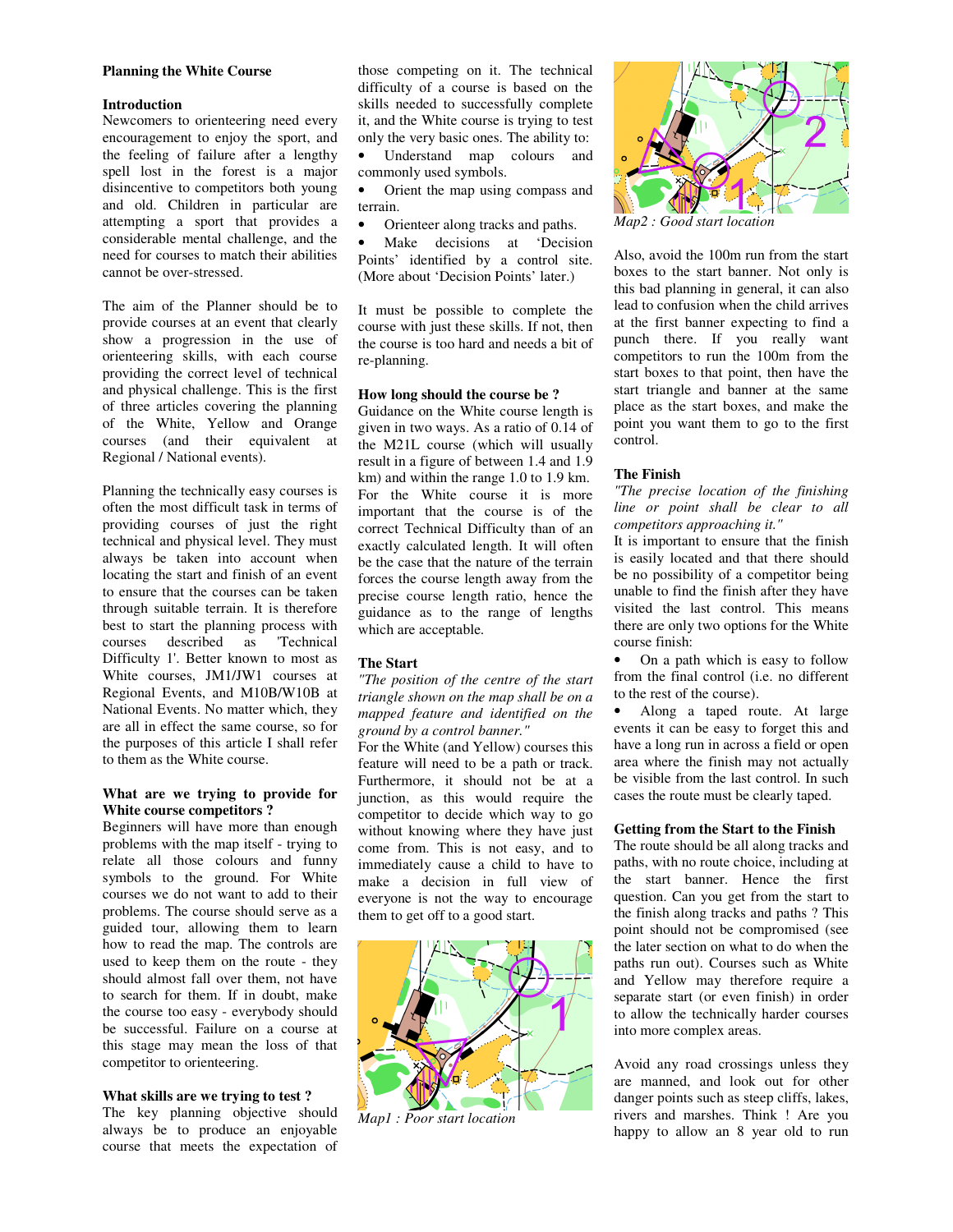**Planning the White Course**

**Introduction**

Newcomers to orienteering need every encouragement to enjoy the sport, and the feeling of failure after a lengthy spell lost in the forest is a major disincentive to competitors both young and old. Children in particular are attempting a sport that provides a considerable mental challenge, and the need for courses to match their abilities cannot be over-stressed.

The aim of the Planner should be to provide courses at an event that clearly show a progression in the use of orienteering skills, with each course providing the correct level of technical and physical challenge. This is the first of three articles covering the planning of the White, Yellow and Orange courses (and their equivalent at Regional / National events).

Planning the technically easy courses is often the most difficult task in terms of providing courses of just the right technical and physical level. They must always be taken into account when locating the start and finish of an event to ensure that the courses can be taken through suitable terrain. It is therefore best to start the planning process with courses described as 'Technical Difficulty 1'. Better known to most as White courses, JM1/JW1 courses at Regional Events, and M10B/W10B at National Events. No matter which, they are all in effect the same course, so for the purposes of this article I shall refer to them as the White course.

**What are we trying to provide for White course competitors ?**

Beginners will have more than enough problems with the map itself - trying to relate all those colours and funny symbols to the ground. For White courses we do not want to add to their problems. The course should serve as a guided tour, allowing them to learn how to read the map. The controls are used to keep them on the route - they should almost fall over them, not have to search for them. If in doubt, make the course too easy - everybody should be successful. Failure on a course at this stage may mean the loss of that competitor to orienteering.

**What skills are we trying to test ?**

The key planning objective should always be to produce an enjoyable course that meets the expectation of those competing on it. The technical difficulty of a course is based on the skills needed to successfully complete it, and the White course is trying to test only the very basic ones. The ability to:

- Understand map colours and commonly used symbols.
- Orient the map using compass and terrain.
- Orienteer along tracks and paths.
- Make decisions at 'Decision Points' identified by a control site. (More about 'Decision Points' later.)

It must be possible to complete the course with just these skills. If not, then the course is too hard and needs a bit of re-planning.

**How long should the course be ?**

Guidance on the White course length is given in two ways. As a ratio of 0.14 of the M21L course (which will usually result in a figure of between 1.4 and 1.9 km) and within the range 1.0 to 1.9 km. For the White course it is more important that the course is of the correct Technical Difficulty than of an exactly calculated length. It will often be the case that the nature of the terrain forces the course length away from the precise course length ratio, hence the guidance as to the range of lengths which are acceptable.

**The Start**

*"The position of the centre of the start triangle shown on the map shall be on a mapped feature and identified on the ground by a control banner."*

For the White (and Yellow) courses this feature will need to be a path or track. Furthermore, it should not be at a junction, as this would require the competitor to decide which way to go without knowing where they have just come from. This is not easy, and to immediately cause a child to have to make a decision in full view of everyone is not the way to encourage them to get off to a good start.

*Map1 : Poor start location*

*Map2 : Good start location*

Also, avoid the 100m run from the start boxes to the start banner. Not only is this bad planning in general, it can also lead to confusion when the child arrives at the first banner expecting to find a punch there. If you really want competitors to run the 100m from the start boxes to that point, then have the start triangle and banner at the same place as the start boxes, and make the point you want them to go to the first control.

**The Finish**

*"The precise location of the finishing line or point shall be clear to all competitors approaching it."*

It is important to ensure that the finish is easily located and that there should be no possibility of a competitor being unable to find the finish after they have visited the last control. This means there are only two options for the White course finish:

- On a path which is easy to follow from the final control (i.e. no different to the rest of the course).
- Along a taped route. At large events it can be easy to forget this and have a long run in across a field or open area where the finish may not actually be visible from the last control. In such cases the route must be clearly taped.

**Getting from the Start to the Finish**

The route should be all along tracks and paths, with no route choice, including at the start banner. Hence the first question. Can you get from the start to the finish along tracks and paths ? This point should not be compromised (see the later section on what to do when the paths run out). Courses such as White and Yellow may therefore require a separate start (or even finish) in order to allow the technically harder courses into more complex areas.

Avoid any road crossings unless they are manned, and look out for other danger points such as steep cliffs, lakes, rivers and marshes. Think ! Are you happy to allow an 8 year old to run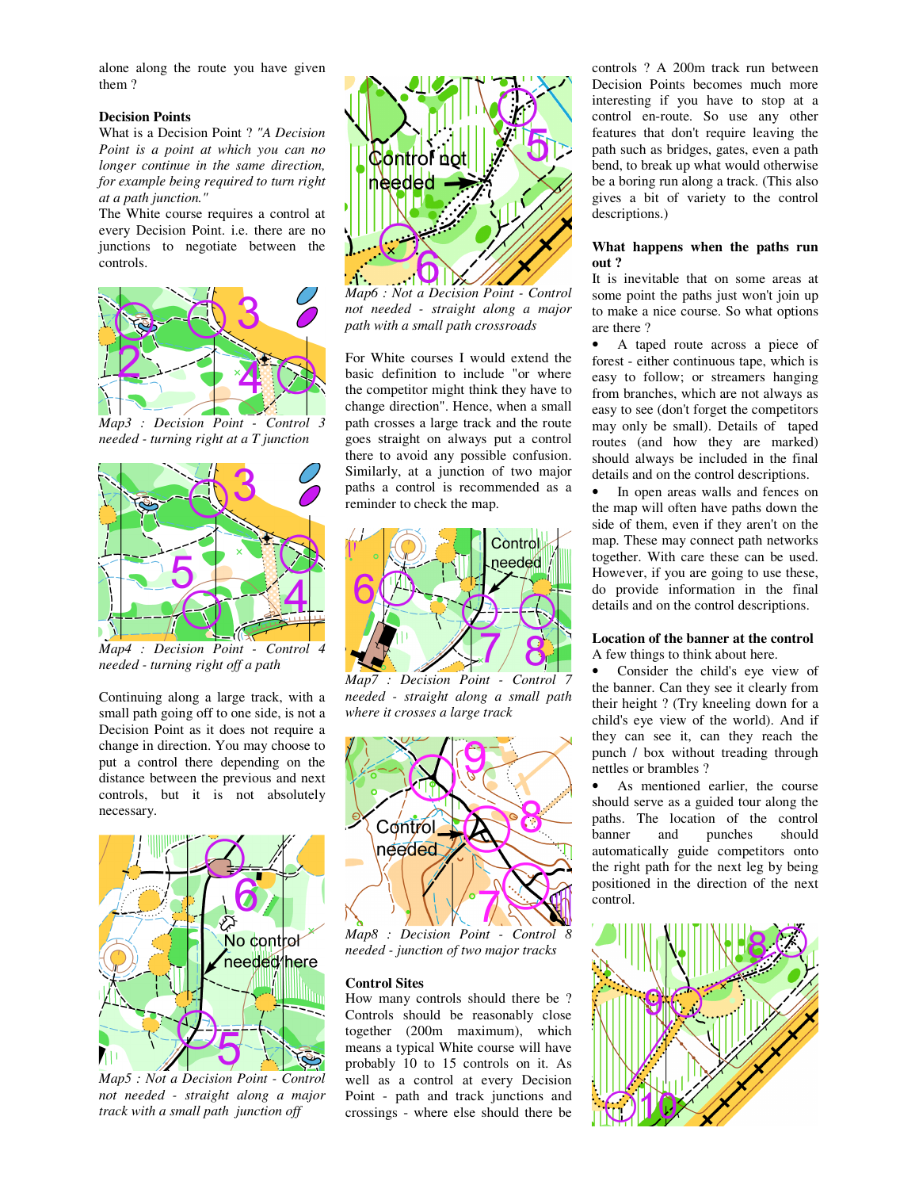alone along the route you have given them ?

**Decision Points**

What is a Decision Point ? *"A Decision Point is a point at which you can no longer continue in the same direction, for example being required to turn right at a path junction."*

The White course requires a control at every Decision Point. i.e. there are no junctions to negotiate between the controls.

*Map3 : Decision Point - Control 3 needed - turning right at a T junction*

*Map4 : Decision Point - Control 4 needed - turning right off a path*

Continuing along a large track, with a small path going off to one side, is not a Decision Point as it does not require a change in direction. You may choose to put a control there depending on the distance between the previous and next controls, but it is not absolutely necessary.

*Map5 : Not a Decision Point - Control not needed - straight along a major track with a small path junction off*

*Map6 : Not a Decision Point - Control not needed - straight along a major path with a small path crossroads*

For White courses I would extend the basic definition to include "or where the competitor might think they have to change direction". Hence, when a small path crosses a large track and the route goes straight on always put a control there to avoid any possible confusion. Similarly, at a junction of two major paths a control is recommended as a reminder to check the map.

*Map7 : Decision Point - Control 7 needed - straight along a small path where it crosses a large track*

*Map8 : Decision Point - Control 8 needed - junction of two major tracks*

**Control Sites**

How many controls should there be ? Controls should be reasonably close together (200m maximum), which means a typical White course will have probably 10 to 15 controls on it. As well as a control at every Decision Point - path and track junctions and crossings - where else should there be controls ? A 200m track run between Decision Points becomes much more interesting if you have to stop at a control en-route. So use any other features that don't require leaving the path such as bridges, gates, even a path bend, to break up what would otherwise be a boring run along a track. (This also gives a bit of variety to the control descriptions.)

**What happens when the paths run out ?**

It is inevitable that on some areas at some point the paths just won't join up to make a nice course. So what options are there ?

- A taped route across a piece of forest - either continuous tape, which is easy to follow; or streamers hanging from branches, which are not always as easy to see (don't forget the competitors may only be small). Details of taped routes (and how they are marked) should always be included in the final details and on the control descriptions.
- In open areas walls and fences on the map will often have paths down the side of them, even if they aren't on the map. These may connect path networks together. With care these can be used. However, if you are going to use these, do provide information in the final details and on the control descriptions.

**Location of the banner at the control**

A few things to think about here.

- Consider the child's eye view of the banner. Can they see it clearly from their height ? (Try kneeling down for a child's eye view of the world). And if they can see it, can they reach the punch / box without treading through nettles or brambles ?
- As mentioned earlier, the course should serve as a guided tour along the paths. The location of the control banner and punches should automatically guide competitors onto the right path for the next leg by being positioned in the direction of the next control.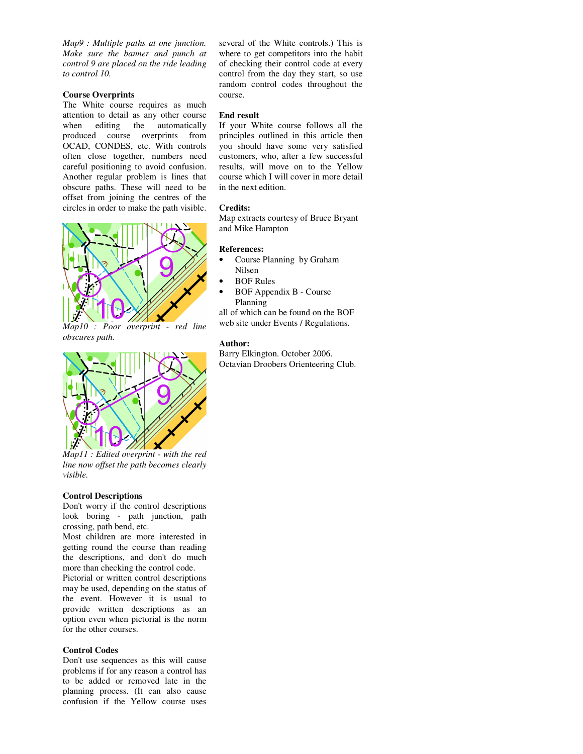*Map9 : Multiple paths at one junction. Make sure the banner and punch at control 9 are placed on the ride leading to control 10.*

**Course Overprints**

The White course requires as much attention to detail as any other course when editing the automatically produced course overprints from OCAD, CONDES, etc. With controls often close together, numbers need careful positioning to avoid confusion. Another regular problem is lines that obscure paths. These will need to be offset from joining the centres of the circles in order to make the path visible.

*Map10 : Poor overprint - red line obscures path.*

*Map11 : Edited overprint - with the red line now offset the path becomes clearly visible.*

**Control Descriptions**

Don't worry if the control descriptions look boring - path junction, path crossing, path bend, etc.

Most children are more interested in getting round the course than reading the descriptions, and don't do much more than checking the control code.

Pictorial or written control descriptions may be used, depending on the status of the event. However it is usual to provide written descriptions as an option even when pictorial is the norm for the other courses.

**Control Codes**

Don't use sequences as this will cause problems if for any reason a control has to be added or removed late in the planning process. (It can also cause confusion if the Yellow course uses several of the White controls.) This is where to get competitors into the habit of checking their control code at every control from the day they start, so use random control codes throughout the course.

**End result**

If your White course follows all the principles outlined in this article then you should have some very satisfied customers, who, after a few successful results, will move on to the Yellow course which I will cover in more detail in the next edition.

**Credits:**

Map extracts courtesy of Bruce Bryant and Mike Hampton

**References:**

- Course Planning by Graham Nilsen
- BOF Rules
- BOF Appendix B - Course Planning

all of which can be found on the BOF web site under Events / Regulations.

**Author:**

Barry Elkington. October 2006.
Octavian Droobers Orienteering Club.